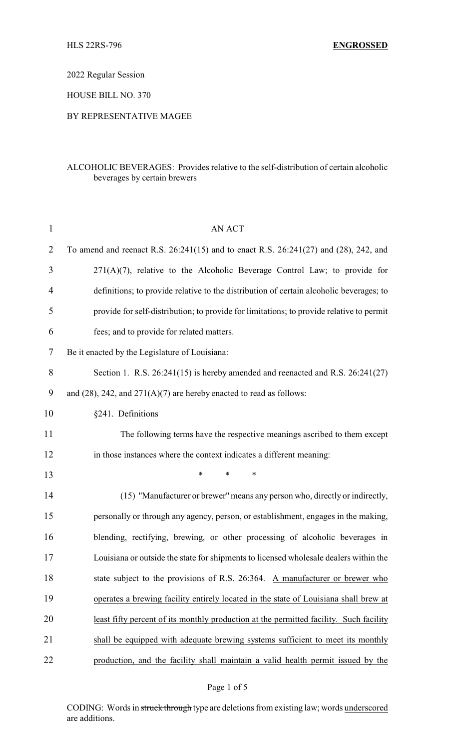HLS 22RS-796 **ENGROSSED**

2022 Regular Session

HOUSE BILL NO. 370

BY REPRESENTATIVE MAGEE

ALCOHOLIC BEVERAGES: Provides relative to the self-distribution of certain alcoholic beverages by certain brewers

AN ACT

To amend and reenact R.S. 26:241(15) and to enact R.S. 26:241(27) and (28), 242, and 271(A)(7), relative to the Alcoholic Beverage Control Law; to provide for definitions; to provide relative to the distribution of certain alcoholic beverages; to provide for self-distribution; to provide for limitations; to provide relative to permit fees; and to provide for related matters.

Be it enacted by the Legislature of Louisiana:

Section 1. R.S. 26:241(15) is hereby amended and reenacted and R.S. 26:241(27) and (28), 242, and 271(A)(7) are hereby enacted to read as follows:

§241. Definitions

The following terms have the respective meanings ascribed to them except in those instances where the context indicates a different meaning:

\* \* \*

(15) "Manufacturer or brewer" means any person who, directly or indirectly, personally or through any agency, person, or establishment, engages in the making, blending, rectifying, brewing, or other processing of alcoholic beverages in Louisiana or outside the state for shipments to licensed wholesale dealers within the state subject to the provisions of R.S. 26:364. <u>A manufacturer or brewer who operates a brewing facility entirely located in the state of Louisiana shall brew at least fifty percent of its monthly production at the permitted facility. Such facility shall be equipped with adequate brewing systems sufficient to meet its monthly production, and the facility shall maintain a valid health permit issued by the</u>

CODING: Words in ~~struck through~~ type are deletions from existing law; words <u>underscored</u> are additions.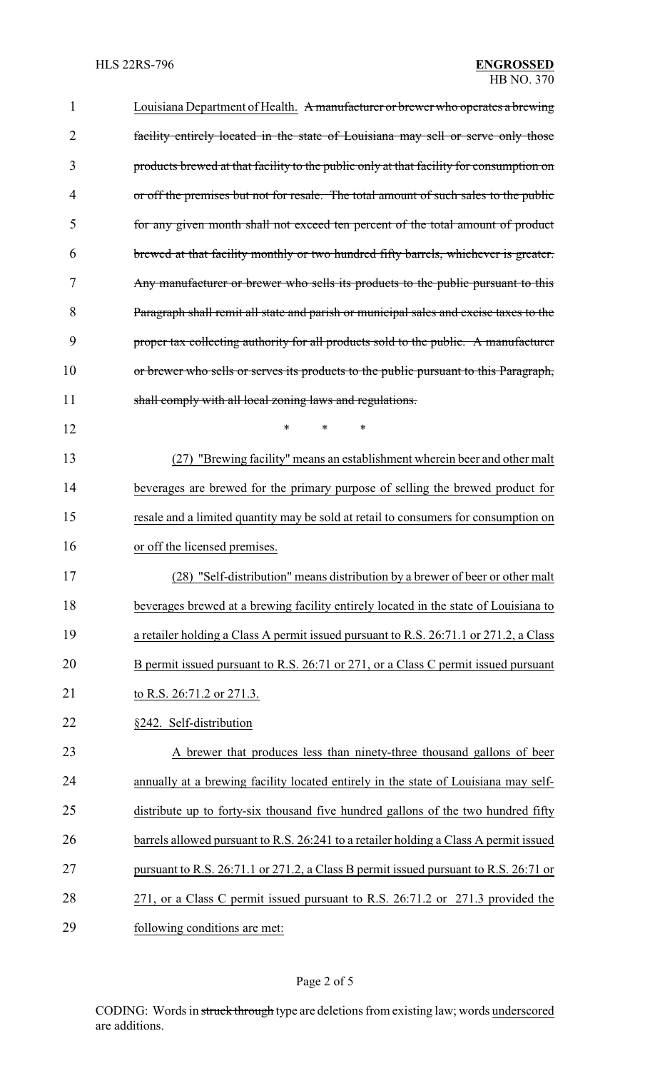Louisiana Department of Health. ~~A manufacturer or brewer who operates a brewing facility entirely located in the state of Louisiana may sell or serve only those products brewed at that facility to the public only at that facility for consumption on or off the premises but not for resale. The total amount of such sales to the public for any given month shall not exceed ten percent of the total amount of product brewed at that facility monthly or two hundred fifty barrels, whichever is greater. Any manufacturer or brewer who sells its products to the public pursuant to this Paragraph shall remit all state and parish or municipal sales and excise taxes to the proper tax collecting authority for all products sold to the public. A manufacturer or brewer who sells or serves its products to the public pursuant to this Paragraph, shall comply with all local zoning laws and regulations.~~

\* \* \*

<u>(27) "Brewing facility" means an establishment wherein beer and other malt beverages are brewed for the primary purpose of selling the brewed product for resale and a limited quantity may be sold at retail to consumers for consumption on or off the licensed premises.</u>

<u>(28) "Self-distribution" means distribution by a brewer of beer or other malt beverages brewed at a brewing facility entirely located in the state of Louisiana to a retailer holding a Class A permit issued pursuant to R.S. 26:71.1 or 271.2, a Class B permit issued pursuant to R.S. 26:71 or 271, or a Class C permit issued pursuant to R.S. 26:71.2 or 271.3.</u>

<u>§242. Self-distribution</u>

<u>A brewer that produces less than ninety-three thousand gallons of beer annually at a brewing facility located entirely in the state of Louisiana may self-distribute up to forty-six thousand five hundred gallons of the two hundred fifty barrels allowed pursuant to R.S. 26:241 to a retailer holding a Class A permit issued pursuant to R.S. 26:71.1 or 271.2, a Class B permit issued pursuant to R.S. 26:71 or 271, or a Class C permit issued pursuant to R.S. 26:71.2 or 271.3 provided the following conditions are met:</u>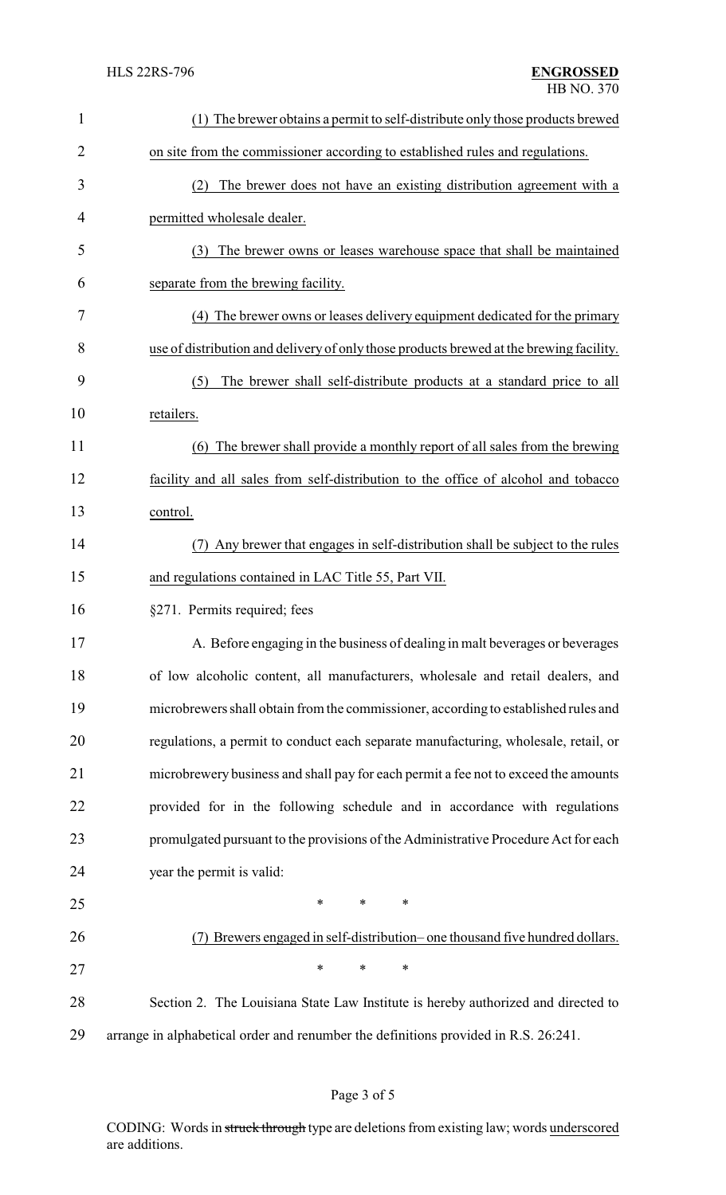(1) The brewer obtains a permit to self-distribute only those products brewed on site from the commissioner according to established rules and regulations.

(2) The brewer does not have an existing distribution agreement with a permitted wholesale dealer.

(3) The brewer owns or leases warehouse space that shall be maintained separate from the brewing facility.

(4) The brewer owns or leases delivery equipment dedicated for the primary use of distribution and delivery of only those products brewed at the brewing facility.

(5) The brewer shall self-distribute products at a standard price to all retailers.

(6) The brewer shall provide a monthly report of all sales from the brewing facility and all sales from self-distribution to the office of alcohol and tobacco control.

(7) Any brewer that engages in self-distribution shall be subject to the rules and regulations contained in LAC Title 55, Part VII.

§271. Permits required; fees

A. Before engaging in the business of dealing in malt beverages or beverages of low alcoholic content, all manufacturers, wholesale and retail dealers, and microbrewers shall obtain from the commissioner, according to established rules and regulations, a permit to conduct each separate manufacturing, wholesale, retail, or microbrewery business and shall pay for each permit a fee not to exceed the amounts provided for in the following schedule and in accordance with regulations promulgated pursuant to the provisions of the Administrative Procedure Act for each year the permit is valid:

\* \* \*

(7) Brewers engaged in self-distribution– one thousand five hundred dollars.

\* \* \*

Section 2. The Louisiana State Law Institute is hereby authorized and directed to arrange in alphabetical order and renumber the definitions provided in R.S. 26:241.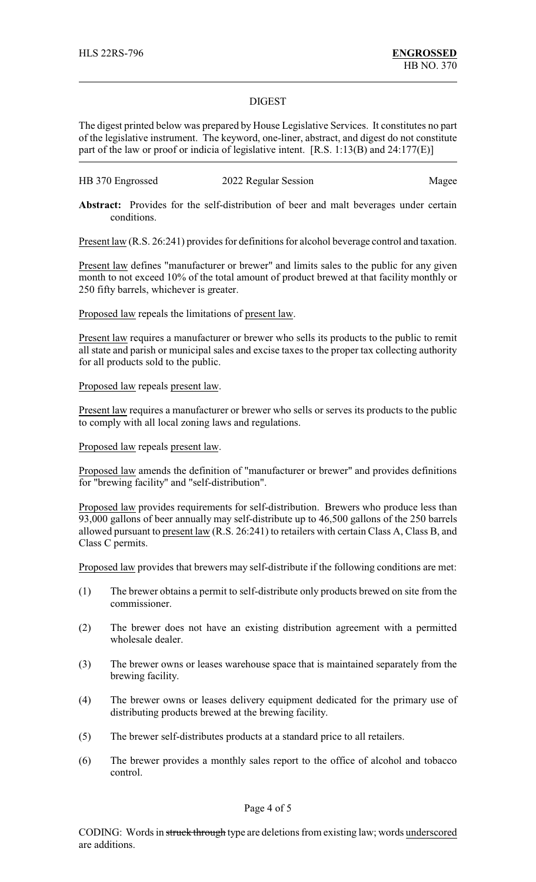HLS 22RS-796 **ENGROSSED**
HB NO. 370

## DIGEST

The digest printed below was prepared by House Legislative Services. It constitutes no part of the legislative instrument. The keyword, one-liner, abstract, and digest do not constitute part of the law or proof or indicia of legislative intent. [R.S. 1:13(B) and 24:177(E)]

HB 370 Engrossed 2022 Regular Session Magee

**Abstract:** Provides for the self-distribution of beer and malt beverages under certain conditions.

Present law (R.S. 26:241) provides for definitions for alcohol beverage control and taxation.

Present law defines "manufacturer or brewer" and limits sales to the public for any given month to not exceed 10% of the total amount of product brewed at that facility monthly or 250 fifty barrels, whichever is greater.

Proposed law repeals the limitations of present law.

Present law requires a manufacturer or brewer who sells its products to the public to remit all state and parish or municipal sales and excise taxes to the proper tax collecting authority for all products sold to the public.

Proposed law repeals present law.

Present law requires a manufacturer or brewer who sells or serves its products to the public to comply with all local zoning laws and regulations.

Proposed law repeals present law.

Proposed law amends the definition of "manufacturer or brewer" and provides definitions for "brewing facility" and "self-distribution".

Proposed law provides requirements for self-distribution. Brewers who produce less than 93,000 gallons of beer annually may self-distribute up to 46,500 gallons of the 250 barrels allowed pursuant to present law (R.S. 26:241) to retailers with certain Class A, Class B, and Class C permits.

Proposed law provides that brewers may self-distribute if the following conditions are met:

(1) The brewer obtains a permit to self-distribute only products brewed on site from the commissioner.

(2) The brewer does not have an existing distribution agreement with a permitted wholesale dealer.

(3) The brewer owns or leases warehouse space that is maintained separately from the brewing facility.

(4) The brewer owns or leases delivery equipment dedicated for the primary use of distributing products brewed at the brewing facility.

(5) The brewer self-distributes products at a standard price to all retailers.

(6) The brewer provides a monthly sales report to the office of alcohol and tobacco control.

CODING: Words in ~~struck through~~ type are deletions from existing law; words underscored are additions.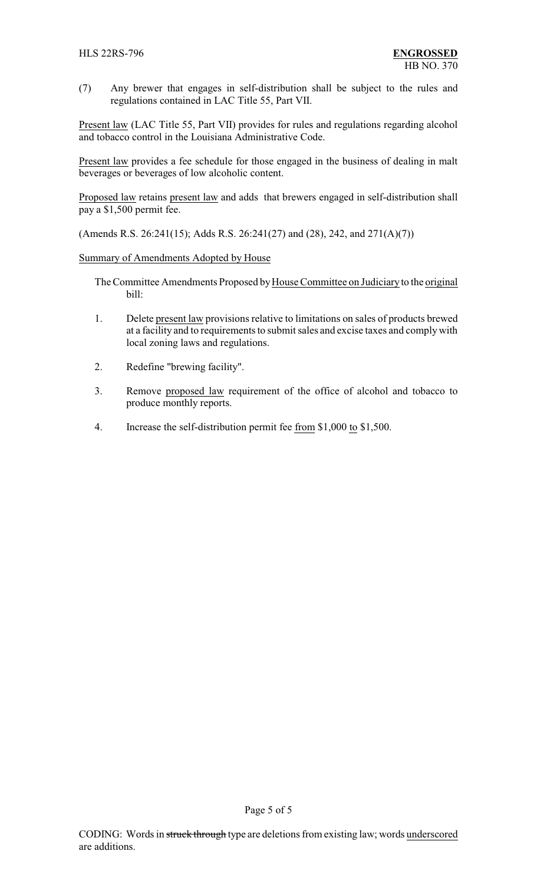(7) Any brewer that engages in self-distribution shall be subject to the rules and regulations contained in LAC Title 55, Part VII.

Present law (LAC Title 55, Part VII) provides for rules and regulations regarding alcohol and tobacco control in the Louisiana Administrative Code.

Present law provides a fee schedule for those engaged in the business of dealing in malt beverages or beverages of low alcoholic content.

Proposed law retains present law and adds that brewers engaged in self-distribution shall pay a $1,500 permit fee.

(Amends R.S. 26:241(15); Adds R.S. 26:241(27) and (28), 242, and 271(A)(7))

Summary of Amendments Adopted by House

The Committee Amendments Proposed by House Committee on Judiciary to the original bill:

1. Delete present law provisions relative to limitations on sales of products brewed at a facility and to requirements to submit sales and excise taxes and comply with local zoning laws and regulations.

2. Redefine "brewing facility".

3. Remove proposed law requirement of the office of alcohol and tobacco to produce monthly reports.

4. Increase the self-distribution permit fee from $1,000 to $1,500.

CODING: Words in struck through type are deletions from existing law; words underscored are additions.